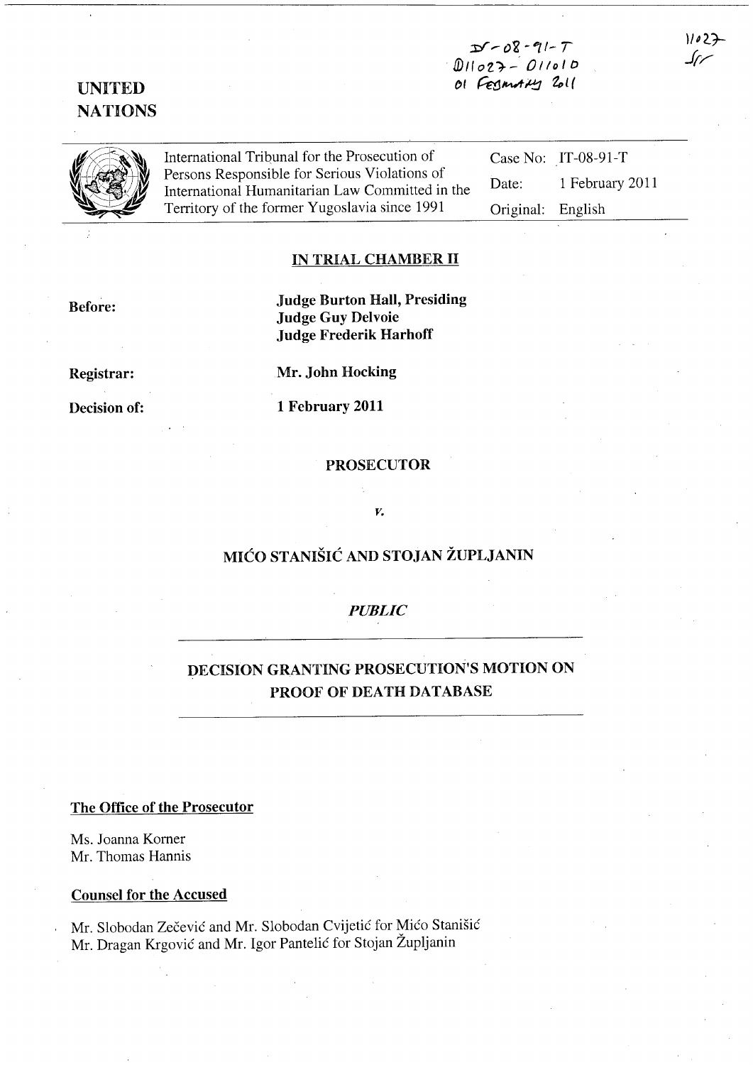IT-08-91-T
D11027 - D11010
01 February 2011

11027
SF

**UNITED NATIONS**

| International Tribunal for the Prosecution of Persons Responsible for Serious Violations of International Humanitarian Law Committed in the Territory of the former Yugoslavia since 1991 | Case No: | IT-08-91-T |
|---|---|---|
| | Date: | 1 February 2011 |
| | Original: | English |

## IN TRIAL CHAMBER II

**Before:** **Judge Burton Hall, Presiding**
**Judge Guy Delvoie**
**Judge Frederik Harhoff**

**Registrar:** **Mr. John Hocking**

**Decision of:** **1 February 2011**

**PROSECUTOR**

*v.*

**MIĆO STANIŠIĆ AND STOJAN ŽUPLJANIN**

***PUBLIC***

## DECISION GRANTING PROSECUTION'S MOTION ON PROOF OF DEATH DATABASE

**The Office of the Prosecutor**

Ms. Joanna Korner
Mr. Thomas Hannis

**Counsel for the Accused**

Mr. Slobodan Zečević and Mr. Slobodan Cvijetić for Mićo Stanišić
Mr. Dragan Krgović and Mr. Igor Pantelić for Stojan Župljanin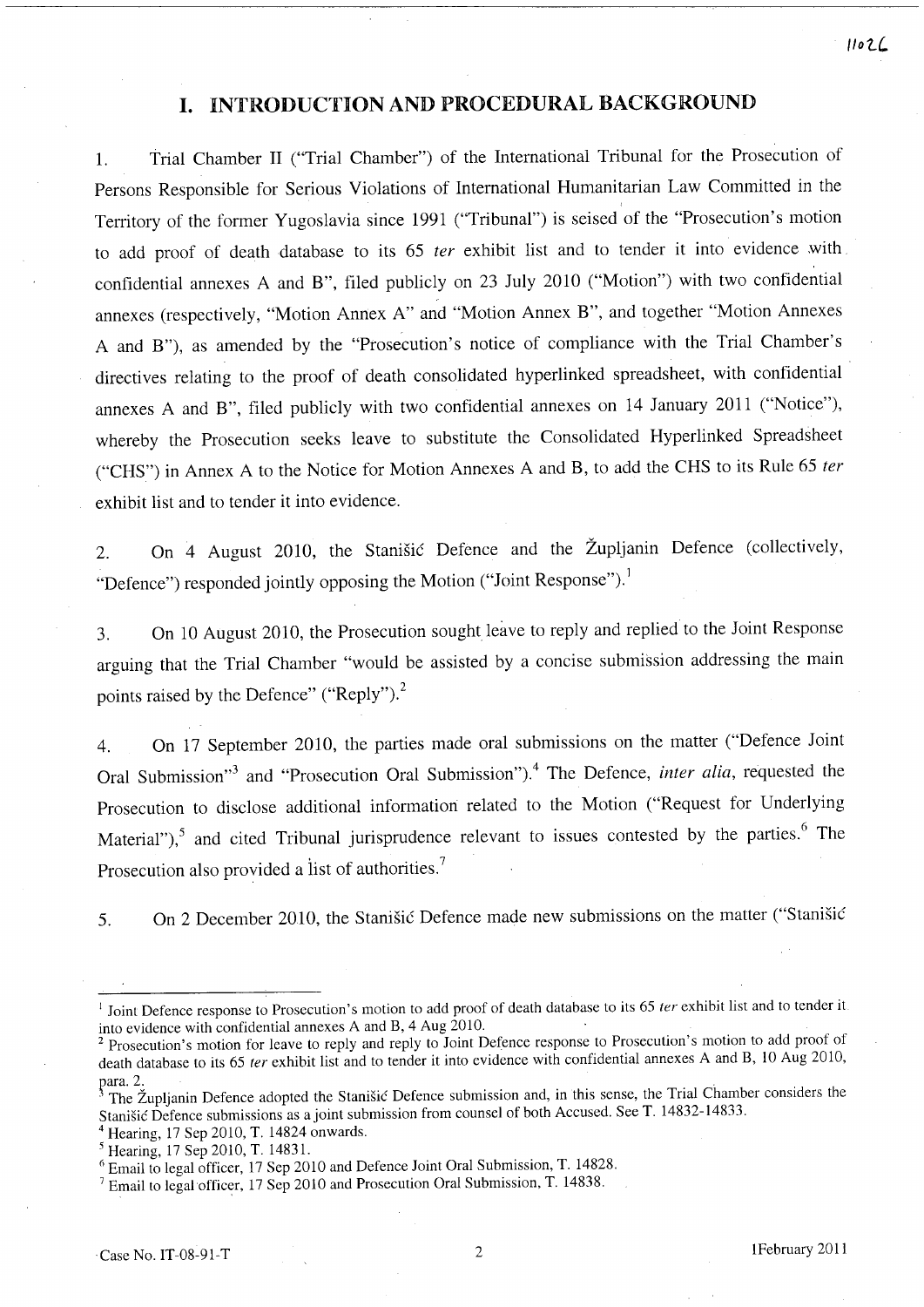# I. INTRODUCTION AND PROCEDURAL BACKGROUND

1. Trial Chamber II ("Trial Chamber") of the International Tribunal for the Prosecution of Persons Responsible for Serious Violations of International Humanitarian Law Committed in the Territory of the former Yugoslavia since 1991 ("Tribunal") is seised of the "Prosecution's motion to add proof of death database to its 65 *ter* exhibit list and to tender it into evidence with confidential annexes A and B", filed publicly on 23 July 2010 ("Motion") with two confidential annexes (respectively, "Motion Annex A" and "Motion Annex B", and together "Motion Annexes A and B"), as amended by the "Prosecution's notice of compliance with the Trial Chamber's directives relating to the proof of death consolidated hyperlinked spreadsheet, with confidential annexes A and B", filed publicly with two confidential annexes on 14 January 2011 ("Notice"), whereby the Prosecution seeks leave to substitute the Consolidated Hyperlinked Spreadsheet ("CHS") in Annex A to the Notice for Motion Annexes A and B, to add the CHS to its Rule 65 *ter* exhibit list and to tender it into evidence.

2. On 4 August 2010, the Stanišić Defence and the Župljanin Defence (collectively, "Defence") responded jointly opposing the Motion ("Joint Response").[1]

3. On 10 August 2010, the Prosecution sought leave to reply and replied to the Joint Response arguing that the Trial Chamber "would be assisted by a concise submission addressing the main points raised by the Defence" ("Reply").[2]

4. On 17 September 2010, the parties made oral submissions on the matter ("Defence Joint Oral Submission"[3] and "Prosecution Oral Submission").[4] The Defence, *inter alia*, requested the Prosecution to disclose additional information related to the Motion ("Request for Underlying Material"),[5] and cited Tribunal jurisprudence relevant to issues contested by the parties.[6] The Prosecution also provided a list of authorities.[7]

5. On 2 December 2010, the Stanišić Defence made new submissions on the matter ("Stanišić

---

[1] Joint Defence response to Prosecution's motion to add proof of death database to its 65 *ter* exhibit list and to tender it into evidence with confidential annexes A and B, 4 Aug 2010.

[2] Prosecution's motion for leave to reply and reply to Joint Defence response to Prosecution's motion to add proof of death database to its 65 *ter* exhibit list and to tender it into evidence with confidential annexes A and B, 10 Aug 2010, para. 2.

[3] The Župljanin Defence adopted the Stanišić Defence submission and, in this sense, the Trial Chamber considers the Stanišić Defence submissions as a joint submission from counsel of both Accused. See T. 14832-14833.

[4] Hearing, 17 Sep 2010, T. 14824 onwards.

[5] Hearing, 17 Sep 2010, T. 14831.

[6] Email to legal officer, 17 Sep 2010 and Defence Joint Oral Submission, T. 14828.

[7] Email to legal officer, 17 Sep 2010 and Prosecution Oral Submission, T. 14838.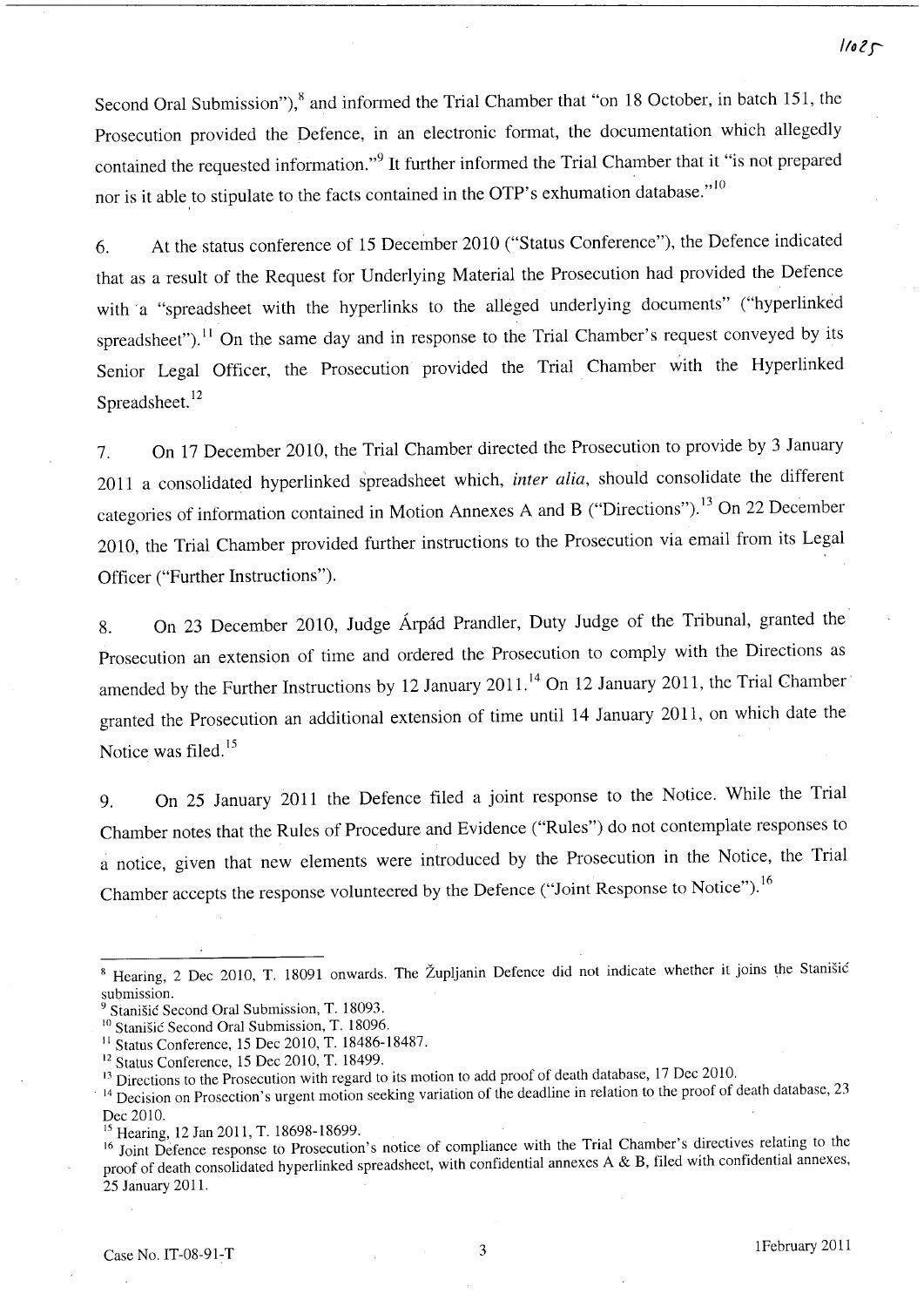Second Oral Submission"),[8] and informed the Trial Chamber that "on 18 October, in batch 151, the Prosecution provided the Defence, in an electronic format, the documentation which allegedly contained the requested information."[9] It further informed the Trial Chamber that it "is not prepared nor is it able to stipulate to the facts contained in the OTP's exhumation database."[10]

6. At the status conference of 15 December 2010 ("Status Conference"), the Defence indicated that as a result of the Request for Underlying Material the Prosecution had provided the Defence with a "spreadsheet with the hyperlinks to the alleged underlying documents" ("hyperlinked spreadsheet").[11] On the same day and in response to the Trial Chamber's request conveyed by its Senior Legal Officer, the Prosecution provided the Trial Chamber with the Hyperlinked Spreadsheet.[12]

7. On 17 December 2010, the Trial Chamber directed the Prosecution to provide by 3 January 2011 a consolidated hyperlinked spreadsheet which, *inter alia*, should consolidate the different categories of information contained in Motion Annexes A and B ("Directions").[13] On 22 December 2010, the Trial Chamber provided further instructions to the Prosecution via email from its Legal Officer ("Further Instructions").

8. On 23 December 2010, Judge Árpád Prandler, Duty Judge of the Tribunal, granted the Prosecution an extension of time and ordered the Prosecution to comply with the Directions as amended by the Further Instructions by 12 January 2011.[14] On 12 January 2011, the Trial Chamber granted the Prosecution an additional extension of time until 14 January 2011, on which date the Notice was filed.[15]

9. On 25 January 2011 the Defence filed a joint response to the Notice. While the Trial Chamber notes that the Rules of Procedure and Evidence ("Rules") do not contemplate responses to a notice, given that new elements were introduced by the Prosecution in the Notice, the Trial Chamber accepts the response volunteered by the Defence ("Joint Response to Notice").[16]

---

[8] Hearing, 2 Dec 2010, T. 18091 onwards. The Župljanin Defence did not indicate whether it joins the Stanišić submission.

[9] Stanišić Second Oral Submission, T. 18093.

[10] Stanišić Second Oral Submission, T. 18096.

[11] Status Conference, 15 Dec 2010, T. 18486-18487.

[12] Status Conference, 15 Dec 2010, T. 18499.

[13] Directions to the Prosecution with regard to its motion to add proof of death database, 17 Dec 2010.

[14] Decision on Prosecution's urgent motion seeking variation of the deadline in relation to the proof of death database, 23 Dec 2010.

[15] Hearing, 12 Jan 2011, T. 18698-18699.

[16] Joint Defence response to Prosecution's notice of compliance with the Trial Chamber's directives relating to the proof of death consolidated hyperlinked spreadsheet, with confidential annexes A & B, filed with confidential annexes, 25 January 2011.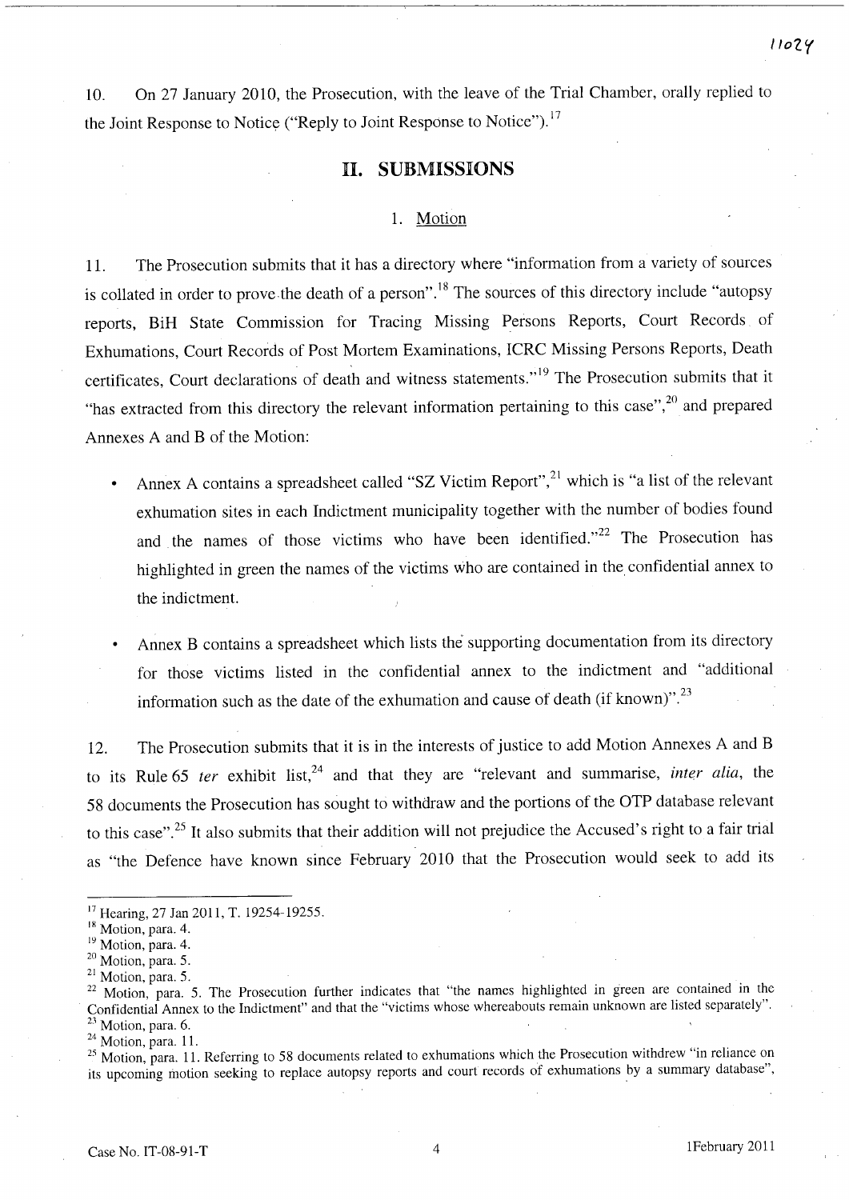10. On 27 January 2010, the Prosecution, with the leave of the Trial Chamber, orally replied to the Joint Response to Notice ("Reply to Joint Response to Notice").[17]

## II. SUBMISSIONS

### 1. Motion

11. The Prosecution submits that it has a directory where "information from a variety of sources is collated in order to prove the death of a person".[18] The sources of this directory include "autopsy reports, BiH State Commission for Tracing Missing Persons Reports, Court Records of Exhumations, Court Records of Post Mortem Examinations, ICRC Missing Persons Reports, Death certificates, Court declarations of death and witness statements."[19] The Prosecution submits that it "has extracted from this directory the relevant information pertaining to this case",[20] and prepared Annexes A and B of the Motion:

- Annex A contains a spreadsheet called "SZ Victim Report",[21] which is "a list of the relevant exhumation sites in each Indictment municipality together with the number of bodies found and the names of those victims who have been identified."[22] The Prosecution has highlighted in green the names of the victims who are contained in the confidential annex to the indictment.

- Annex B contains a spreadsheet which lists the supporting documentation from its directory for those victims listed in the confidential annex to the indictment and "additional information such as the date of the exhumation and cause of death (if known)".[23]

12. The Prosecution submits that it is in the interests of justice to add Motion Annexes A and B to its Rule 65 *ter* exhibit list,[24] and that they are "relevant and summarise, *inter alia*, the 58 documents the Prosecution has sought to withdraw and the portions of the OTP database relevant to this case".[25] It also submits that their addition will not prejudice the Accused's right to a fair trial as "the Defence have known since February 2010 that the Prosecution would seek to add its

---

[17] Hearing, 27 Jan 2011, T. 19254-19255.

[18] Motion, para. 4.

[19] Motion, para. 4.

[20] Motion, para. 5.

[21] Motion, para. 5.

[22] Motion, para. 5. The Prosecution further indicates that "the names highlighted in green are contained in the Confidential Annex to the Indictment" and that the "victims whose whereabouts remain unknown are listed separately".

[23] Motion, para. 6.

[24] Motion, para. 11.

[25] Motion, para. 11. Referring to 58 documents related to exhumations which the Prosecution withdrew "in reliance on its upcoming motion seeking to replace autopsy reports and court records of exhumations by a summary database",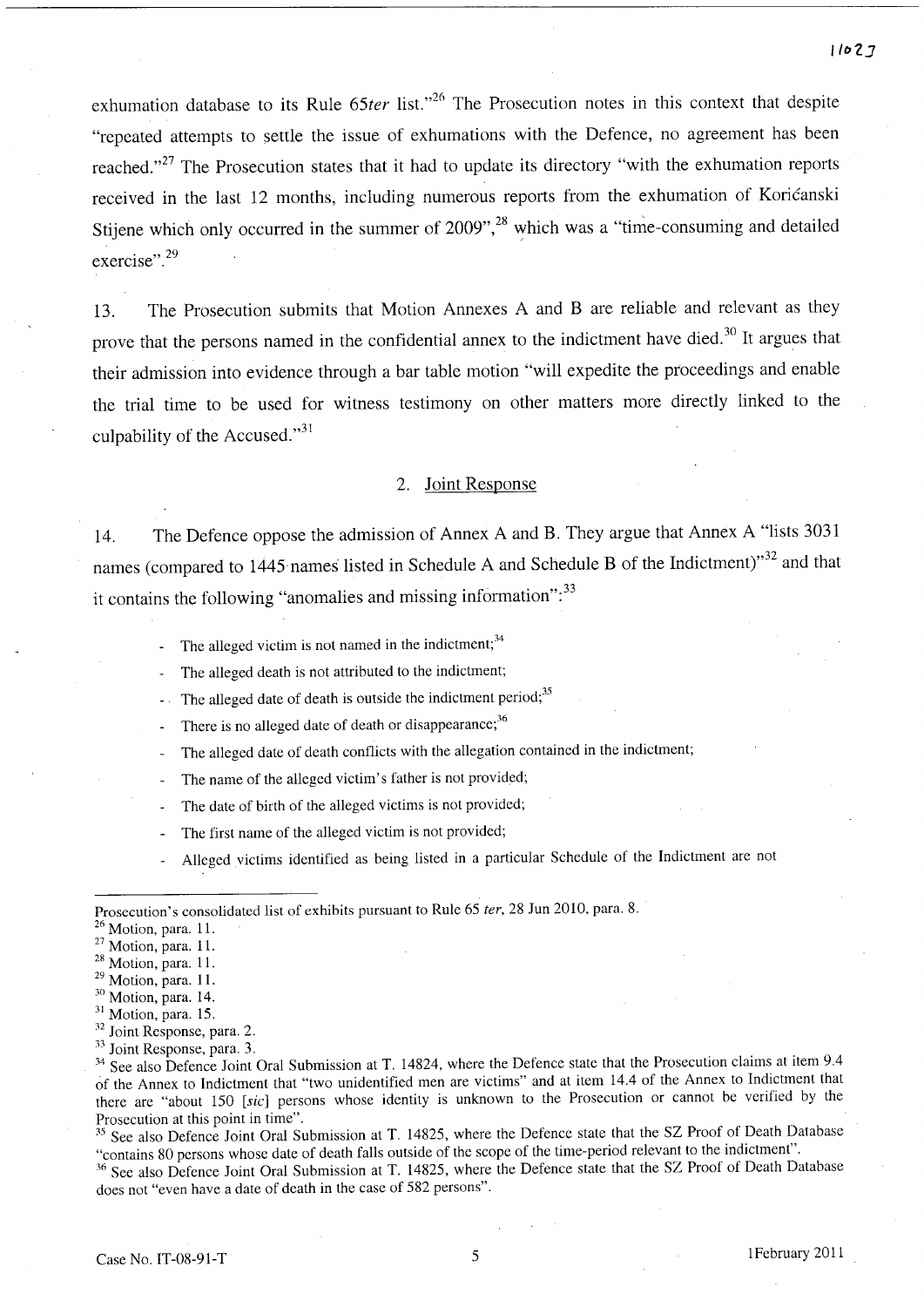exhumation database to its Rule 65*ter* list."[26] The Prosecution notes in this context that despite "repeated attempts to settle the issue of exhumations with the Defence, no agreement has been reached."[27] The Prosecution states that it had to update its directory "with the exhumation reports received in the last 12 months, including numerous reports from the exhumation of Koričanski Stijene which only occurred in the summer of 2009",[28] which was a "time-consuming and detailed exercise".[29]

13. The Prosecution submits that Motion Annexes A and B are reliable and relevant as they prove that the persons named in the confidential annex to the indictment have died.[30] It argues that their admission into evidence through a bar table motion "will expedite the proceedings and enable the trial time to be used for witness testimony on other matters more directly linked to the culpability of the Accused."[31]

## 2. Joint Response

14. The Defence oppose the admission of Annex A and B. They argue that Annex A "lists 3031 names (compared to 1445 names listed in Schedule A and Schedule B of the Indictment)"[32] and that it contains the following "anomalies and missing information":[33]

- The alleged victim is not named in the indictment;[34]
- The alleged death is not attributed to the indictment;
- The alleged date of death is outside the indictment period;[35]
- There is no alleged date of death or disappearance;[36]
- The alleged date of death conflicts with the allegation contained in the indictment;
- The name of the alleged victim's father is not provided;
- The date of birth of the alleged victims is not provided;
- The first name of the alleged victim is not provided;
- Alleged victims identified as being listed in a particular Schedule of the Indictment are not

---

Prosecution's consolidated list of exhibits pursuant to Rule 65 *ter*, 28 Jun 2010, para. 8.

[26] Motion, para. 11.

[27] Motion, para. 11.

[28] Motion, para. 11.

[29] Motion, para. 11.

[30] Motion, para. 14.

[31] Motion, para. 15.

[32] Joint Response, para. 2.

[33] Joint Response, para. 3.

[34] See also Defence Joint Oral Submission at T. 14824, where the Defence state that the Prosecution claims at item 9.4 of the Annex to Indictment that "two unidentified men are victims" and at item 14.4 of the Annex to Indictment that there are "about 150 [*sic*] persons whose identity is unknown to the Prosecution or cannot be verified by the Prosecution at this point in time".

[35] See also Defence Joint Oral Submission at T. 14825, where the Defence state that the SZ Proof of Death Database "contains 80 persons whose date of death falls outside of the scope of the time-period relevant to the indictment".

[36] See also Defence Joint Oral Submission at T. 14825, where the Defence state that the SZ Proof of Death Database does not "even have a date of death in the case of 582 persons".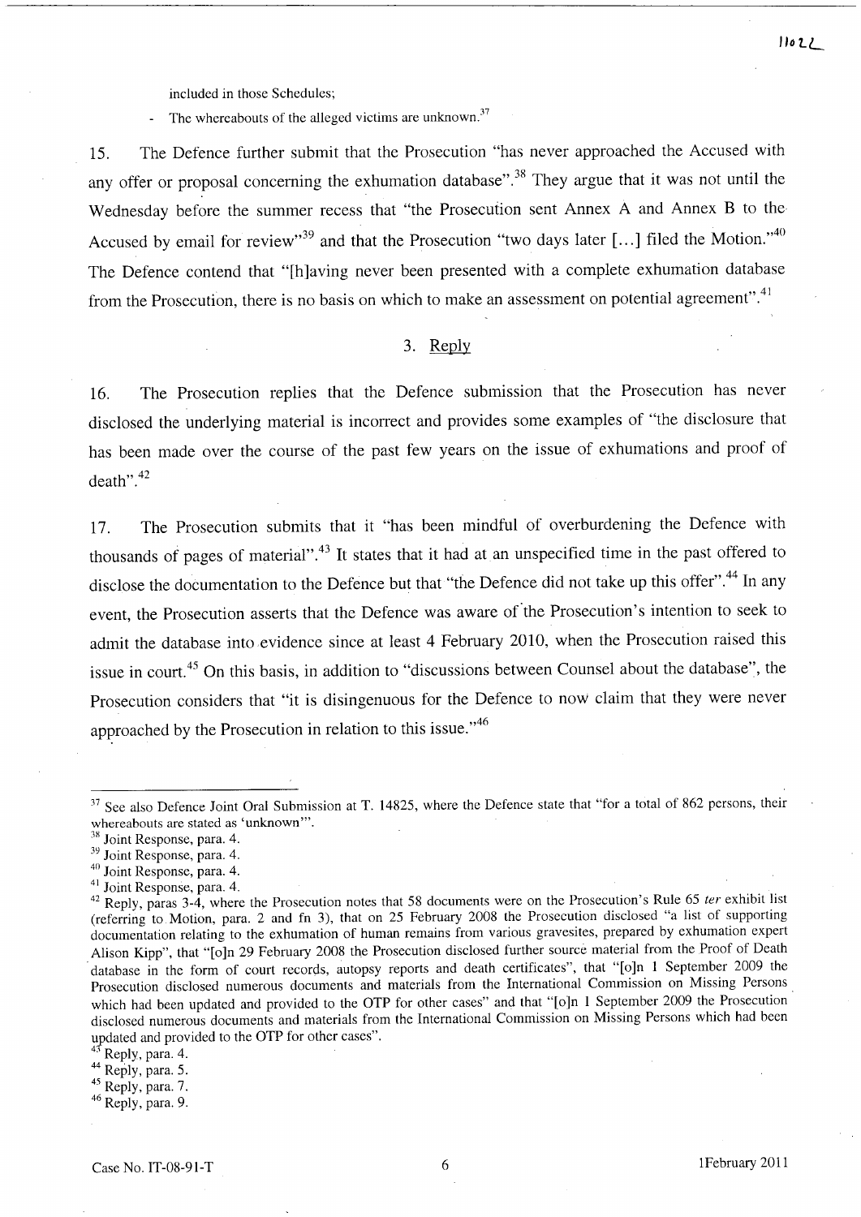included in those Schedules;

- The whereabouts of the alleged victims are unknown.[37]

15. The Defence further submit that the Prosecution "has never approached the Accused with any offer or proposal concerning the exhumation database".[38] They argue that it was not until the Wednesday before the summer recess that "the Prosecution sent Annex A and Annex B to the Accused by email for review"[39] and that the Prosecution "two days later [...] filed the Motion."[40] The Defence contend that "[h]aving never been presented with a complete exhumation database from the Prosecution, there is no basis on which to make an assessment on potential agreement".[41]

### 3. Reply

16. The Prosecution replies that the Defence submission that the Prosecution has never disclosed the underlying material is incorrect and provides some examples of "the disclosure that has been made over the course of the past few years on the issue of exhumations and proof of death".[42]

17. The Prosecution submits that it "has been mindful of overburdening the Defence with thousands of pages of material".[43] It states that it had at an unspecified time in the past offered to disclose the documentation to the Defence but that "the Defence did not take up this offer".[44] In any event, the Prosecution asserts that the Defence was aware of the Prosecution's intention to seek to admit the database into evidence since at least 4 February 2010, when the Prosecution raised this issue in court.[45] On this basis, in addition to "discussions between Counsel about the database", the Prosecution considers that "it is disingenuous for the Defence to now claim that they were never approached by the Prosecution in relation to this issue."[46]

---

[37] See also Defence Joint Oral Submission at T. 14825, where the Defence state that "for a total of 862 persons, their whereabouts are stated as 'unknown'".

[38] Joint Response, para. 4.

[39] Joint Response, para. 4.

[40] Joint Response, para. 4.

[41] Joint Response, para. 4.

[42] Reply, paras 3-4, where the Prosecution notes that 58 documents were on the Prosecution's Rule 65 *ter* exhibit list (referring to Motion, para. 2 and fn 3), that on 25 February 2008 the Prosecution disclosed "a list of supporting documentation relating to the exhumation of human remains from various gravesites, prepared by exhumation expert Alison Kipp", that "[o]n 29 February 2008 the Prosecution disclosed further source material from the Proof of Death database in the form of court records, autopsy reports and death certificates", that "[o]n 1 September 2009 the Prosecution disclosed numerous documents and materials from the International Commission on Missing Persons which had been updated and provided to the OTP for other cases" and that "[o]n 1 September 2009 the Prosecution disclosed numerous documents and materials from the International Commission on Missing Persons which had been updated and provided to the OTP for other cases".

[43] Reply, para. 4.

[44] Reply, para. 5.

[45] Reply, para. 7.

[46] Reply, para. 9.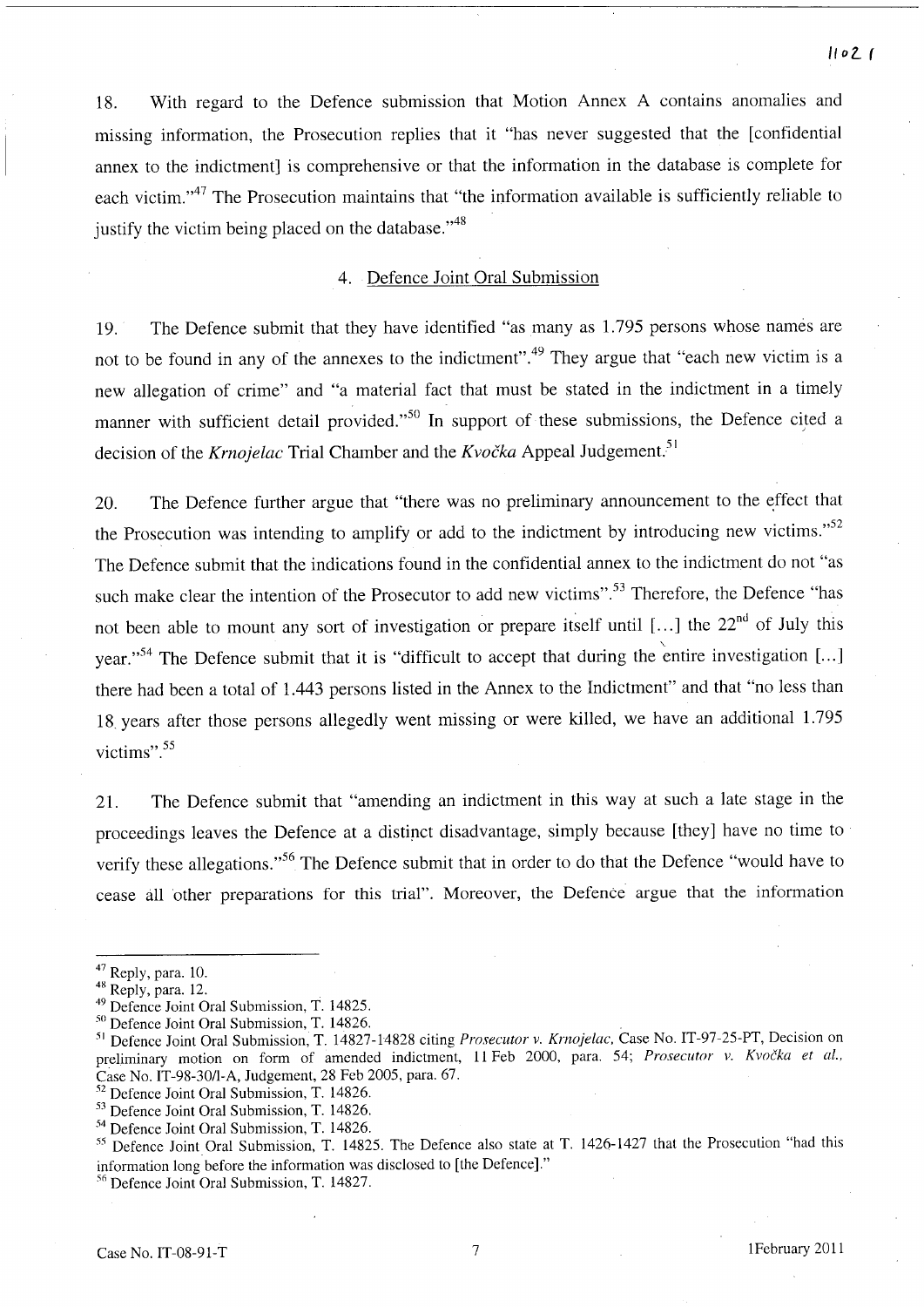18. With regard to the Defence submission that Motion Annex A contains anomalies and missing information, the Prosecution replies that it "has never suggested that the [confidential annex to the indictment] is comprehensive or that the information in the database is complete for each victim."[47] The Prosecution maintains that "the information available is sufficiently reliable to justify the victim being placed on the database."[48]

### 4. Defence Joint Oral Submission

19. The Defence submit that they have identified "as many as 1.795 persons whose names are not to be found in any of the annexes to the indictment".[49] They argue that "each new victim is a new allegation of crime" and "a material fact that must be stated in the indictment in a timely manner with sufficient detail provided."[50] In support of these submissions, the Defence cited a decision of the *Krnojelac* Trial Chamber and the *Kvočka* Appeal Judgement.[51]

20. The Defence further argue that "there was no preliminary announcement to the effect that the Prosecution was intending to amplify or add to the indictment by introducing new victims."[52] The Defence submit that the indications found in the confidential annex to the indictment do not "as such make clear the intention of the Prosecutor to add new victims".[53] Therefore, the Defence "has not been able to mount any sort of investigation or prepare itself until [...] the 22[nd] of July this year."[54] The Defence submit that it is "difficult to accept that during the entire investigation [...] there had been a total of 1.443 persons listed in the Annex to the Indictment" and that "no less than 18 years after those persons allegedly went missing or were killed, we have an additional 1.795 victims".[55]

21. The Defence submit that "amending an indictment in this way at such a late stage in the proceedings leaves the Defence at a distinct disadvantage, simply because [they] have no time to verify these allegations."[56] The Defence submit that in order to do that the Defence "would have to cease all other preparations for this trial". Moreover, the Defence argue that the information

---

[47] Reply, para. 10.

[48] Reply, para. 12.

[49] Defence Joint Oral Submission, T. 14825.

[50] Defence Joint Oral Submission, T. 14826.

[51] Defence Joint Oral Submission, T. 14827-14828 citing *Prosecutor v. Krnojelac*, Case No. IT-97-25-PT, Decision on preliminary motion on form of amended indictment, 11 Feb 2000, para. 54; *Prosecutor v. Kvočka et al.*, Case No. IT-98-30/1-A, Judgement, 28 Feb 2005, para. 67.

[52] Defence Joint Oral Submission, T. 14826.

[53] Defence Joint Oral Submission, T. 14826.

[54] Defence Joint Oral Submission, T. 14826.

[55] Defence Joint Oral Submission, T. 14825. The Defence also state at T. 1426-1427 that the Prosecution "had this information long before the information was disclosed to [the Defence]."

[56] Defence Joint Oral Submission, T. 14827.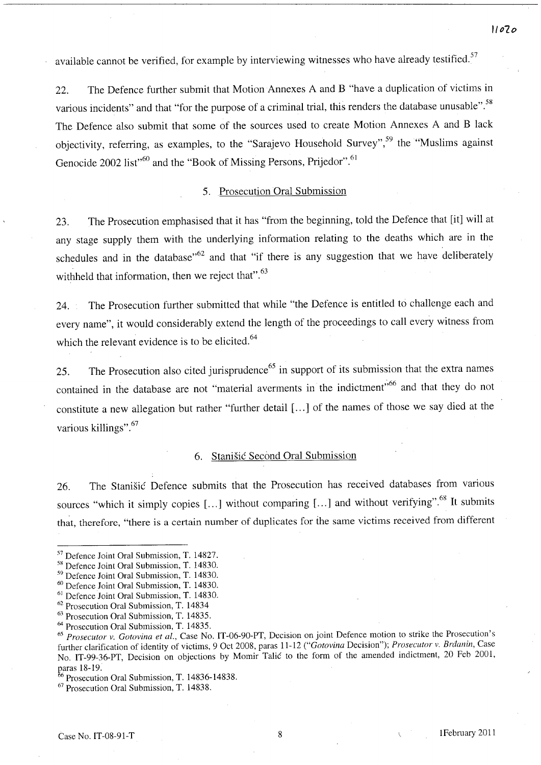available cannot be verified, for example by interviewing witnesses who have already testified.[57]

22. The Defence further submit that Motion Annexes A and B "have a duplication of victims in various incidents" and that "for the purpose of a criminal trial, this renders the database unusable".[58] The Defence also submit that some of the sources used to create Motion Annexes A and B lack objectivity, referring, as examples, to the "Sarajevo Household Survey",[59] the "Muslims against Genocide 2002 list"[60] and the "Book of Missing Persons, Prijedor".[61]

### 5. Prosecution Oral Submission

23. The Prosecution emphasised that it has "from the beginning, told the Defence that [it] will at any stage supply them with the underlying information relating to the deaths which are in the schedules and in the database"[62] and that "if there is any suggestion that we have deliberately withheld that information, then we reject that".[63]

24. The Prosecution further submitted that while "the Defence is entitled to challenge each and every name", it would considerably extend the length of the proceedings to call every witness from which the relevant evidence is to be elicited.[64]

25. The Prosecution also cited jurisprudence[65] in support of its submission that the extra names contained in the database are not "material averments in the indictment"[66] and that they do not constitute a new allegation but rather "further detail [...] of the names of those we say died at the various killings".[67]

### 6. Stanišić Second Oral Submission

26. The Stanišić Defence submits that the Prosecution has received databases from various sources "which it simply copies [...] without comparing [...] and without verifying".[68] It submits that, therefore, "there is a certain number of duplicates for the same victims received from different

---

[57] Defence Joint Oral Submission, T. 14827.
[58] Defence Joint Oral Submission, T. 14830.
[59] Defence Joint Oral Submission, T. 14830.
[60] Defence Joint Oral Submission, T. 14830.
[61] Defence Joint Oral Submission, T. 14830.
[62] Prosecution Oral Submission, T. 14834
[63] Prosecution Oral Submission, T. 14835.
[64] Prosecution Oral Submission, T. 14835.
[65] *Prosecutor v. Gotovina et al.*, Case No. IT-06-90-PT, Decision on joint Defence motion to strike the Prosecution's further clarification of identity of victims, 9 Oct 2008, paras 11-12 ("*Gotovina* Decision"); *Prosecutor v. Brđanin*, Case No. IT-99-36-PT, Decision on objections by Momir Talić to the form of the amended indictment, 20 Feb 2001, paras 18-19.
[66] Prosecution Oral Submission, T. 14836-14838.
[67] Prosecution Oral Submission, T. 14838.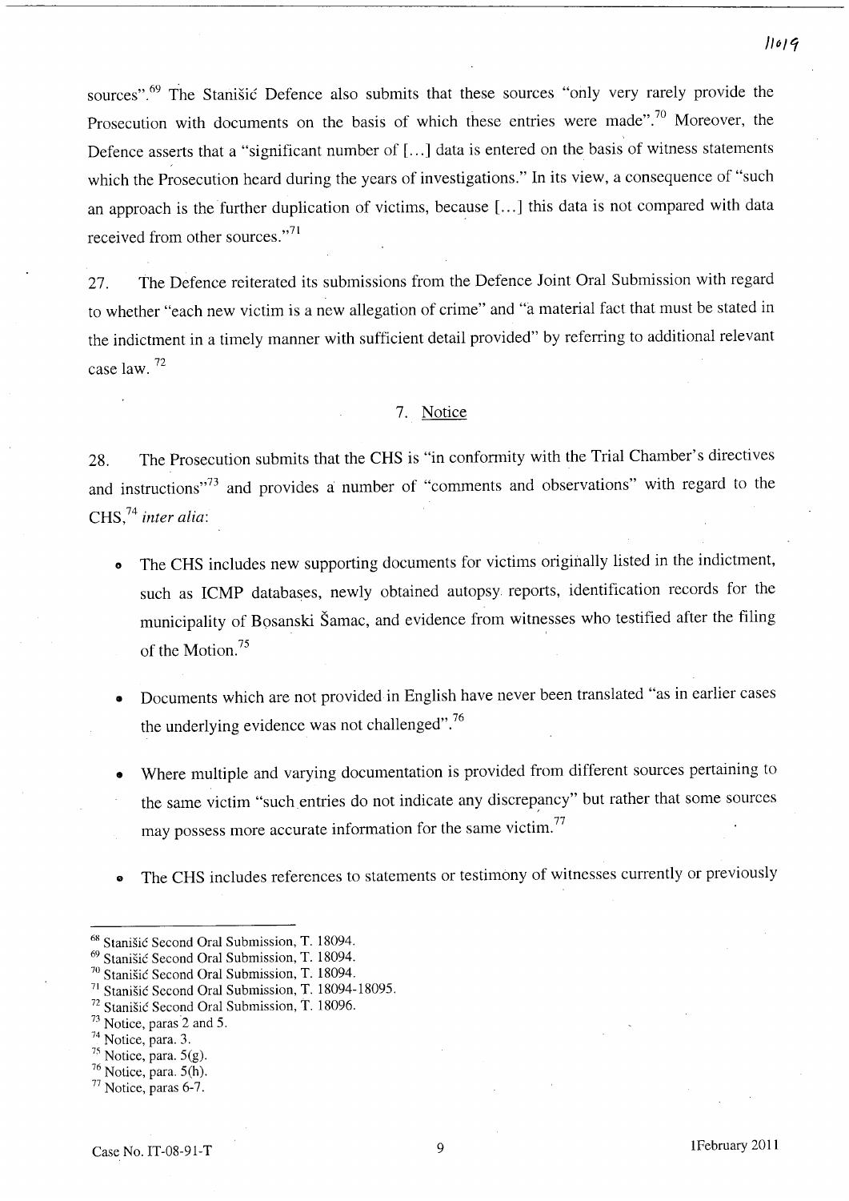sources".[69] The Stanišić Defence also submits that these sources "only very rarely provide the Prosecution with documents on the basis of which these entries were made".[70] Moreover, the Defence asserts that a "significant number of [...] data is entered on the basis of witness statements which the Prosecution heard during the years of investigations." In its view, a consequence of "such an approach is the further duplication of victims, because [...] this data is not compared with data received from other sources."[71]

27. The Defence reiterated its submissions from the Defence Joint Oral Submission with regard to whether "each new victim is a new allegation of crime" and "a material fact that must be stated in the indictment in a timely manner with sufficient detail provided" by referring to additional relevant case law. [72]

### 7. Notice

28. The Prosecution submits that the CHS is "in conformity with the Trial Chamber's directives and instructions"[73] and provides a number of "comments and observations" with regard to the CHS,[74] *inter alia*:

- The CHS includes new supporting documents for victims originally listed in the indictment, such as ICMP databases, newly obtained autopsy reports, identification records for the municipality of Bosanski Šamac, and evidence from witnesses who testified after the filing of the Motion.[75]

- Documents which are not provided in English have never been translated "as in earlier cases the underlying evidence was not challenged".[76]

- Where multiple and varying documentation is provided from different sources pertaining to the same victim "such entries do not indicate any discrepancy" but rather that some sources may possess more accurate information for the same victim.[77]

- The CHS includes references to statements or testimony of witnesses currently or previously

---

[68] Stanišić Second Oral Submission, T. 18094.

[69] Stanišić Second Oral Submission, T. 18094.

[70] Stanišić Second Oral Submission, T. 18094.

[71] Stanišić Second Oral Submission, T. 18094-18095.

[72] Stanišić Second Oral Submission, T. 18096.

[73] Notice, paras 2 and 5.

[74] Notice, para. 3.

[75] Notice, para. 5(g).

[76] Notice, para. 5(h).

[77] Notice, paras 6-7.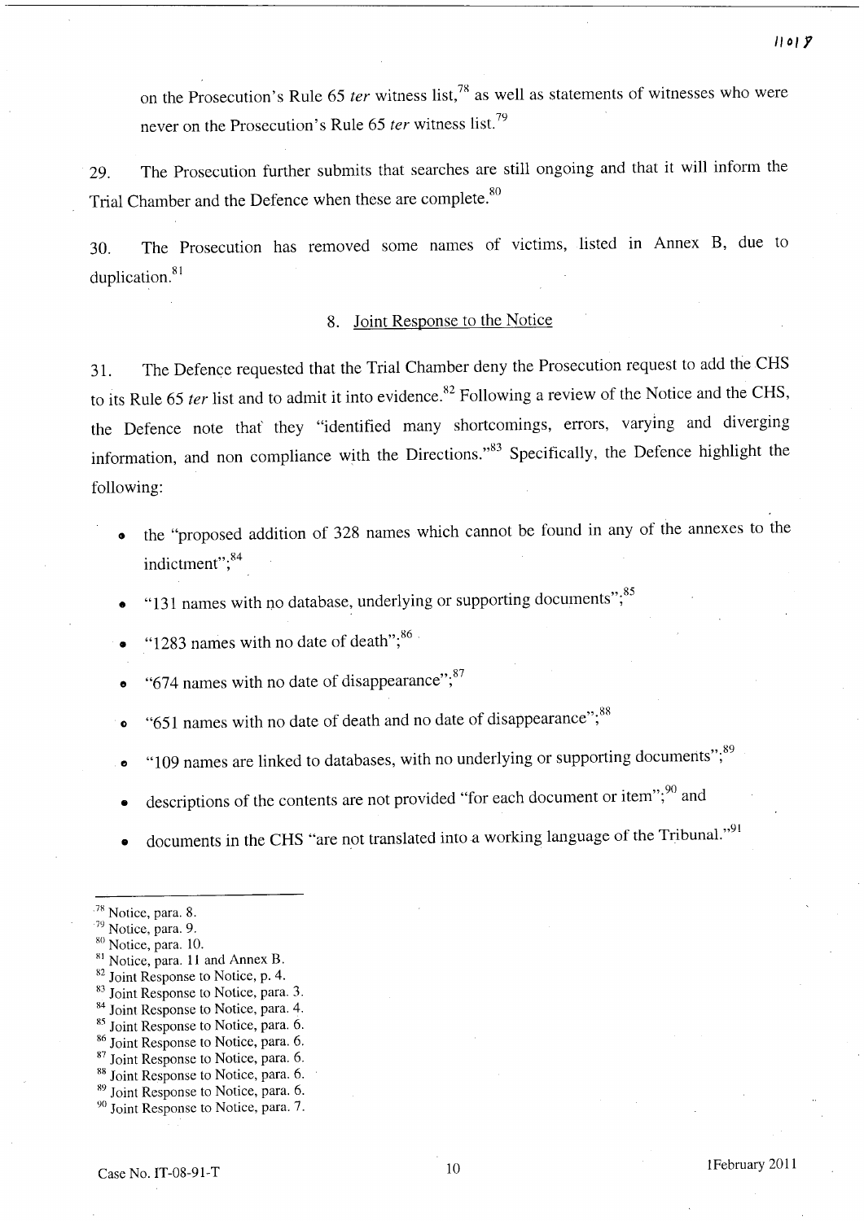on the Prosecution's Rule 65 *ter* witness list,[78] as well as statements of witnesses who were never on the Prosecution's Rule 65 *ter* witness list.[79]

29. The Prosecution further submits that searches are still ongoing and that it will inform the Trial Chamber and the Defence when these are complete.[80]

30. The Prosecution has removed some names of victims, listed in Annex B, due to duplication.[81]

### 8. Joint Response to the Notice

31. The Defence requested that the Trial Chamber deny the Prosecution request to add the CHS to its Rule 65 *ter* list and to admit it into evidence.[82] Following a review of the Notice and the CHS, the Defence note that they "identified many shortcomings, errors, varying and diverging information, and non compliance with the Directions."[83] Specifically, the Defence highlight the following:

- the "proposed addition of 328 names which cannot be found in any of the annexes to the indictment";[84]
- "131 names with no database, underlying or supporting documents";[85]
- "1283 names with no date of death";[86]
- "674 names with no date of disappearance";[87]
- "651 names with no date of death and no date of disappearance";[88]
- "109 names are linked to databases, with no underlying or supporting documents";[89]
- descriptions of the contents are not provided "for each document or item";[90] and
- documents in the CHS "are not translated into a working language of the Tribunal."[91]

---

[78] Notice, para. 8.
[79] Notice, para. 9.
[80] Notice, para. 10.
[81] Notice, para. 11 and Annex B.
[82] Joint Response to Notice, p. 4.
[83] Joint Response to Notice, para. 3.
[84] Joint Response to Notice, para. 4.
[85] Joint Response to Notice, para. 6.
[86] Joint Response to Notice, para. 6.
[87] Joint Response to Notice, para. 6.
[88] Joint Response to Notice, para. 6.
[89] Joint Response to Notice, para. 6.
[90] Joint Response to Notice, para. 7.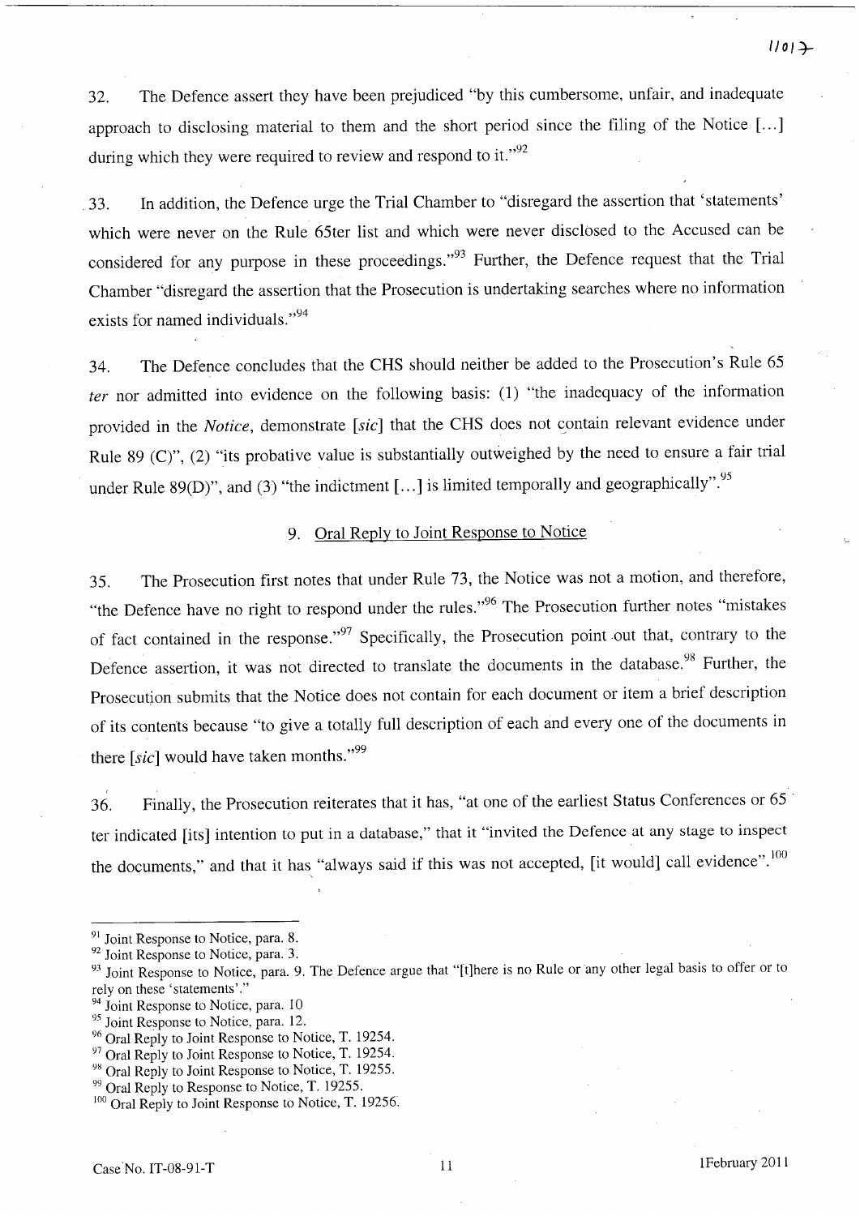32. The Defence assert they have been prejudiced "by this cumbersome, unfair, and inadequate approach to disclosing material to them and the short period since the filing of the Notice [...] during which they were required to review and respond to it."[92]

33. In addition, the Defence urge the Trial Chamber to "disregard the assertion that 'statements' which were never on the Rule 65ter list and which were never disclosed to the Accused can be considered for any purpose in these proceedings."[93] Further, the Defence request that the Trial Chamber "disregard the assertion that the Prosecution is undertaking searches where no information exists for named individuals."[94]

34. The Defence concludes that the CHS should neither be added to the Prosecution's Rule 65 *ter* nor admitted into evidence on the following basis: (1) "the inadequacy of the information provided in the *Notice*, demonstrate [*sic*] that the CHS does not contain relevant evidence under Rule 89 (C)", (2) "its probative value is substantially outweighed by the need to ensure a fair trial under Rule 89(D)", and (3) "the indictment [...] is limited temporally and geographically".[95]

## 9. Oral Reply to Joint Response to Notice

35. The Prosecution first notes that under Rule 73, the Notice was not a motion, and therefore, "the Defence have no right to respond under the rules."[96] The Prosecution further notes "mistakes of fact contained in the response."[97] Specifically, the Prosecution point out that, contrary to the Defence assertion, it was not directed to translate the documents in the database.[98] Further, the Prosecution submits that the Notice does not contain for each document or item a brief description of its contents because "to give a totally full description of each and every one of the documents in there [*sic*] would have taken months."[99]

36. Finally, the Prosecution reiterates that it has, "at one of the earliest Status Conferences or 65 ter indicated [its] intention to put in a database," that it "invited the Defence at any stage to inspect the documents," and that it has "always said if this was not accepted, [it would] call evidence".[100]

---

[91] Joint Response to Notice, para. 8.

[92] Joint Response to Notice, para. 3.

[93] Joint Response to Notice, para. 9. The Defence argue that "[t]here is no Rule or any other legal basis to offer or to rely on these 'statements'."

[94] Joint Response to Notice, para. 10

[95] Joint Response to Notice, para. 12.

[96] Oral Reply to Joint Response to Notice, T. 19254.

[97] Oral Reply to Joint Response to Notice, T. 19254.

[98] Oral Reply to Joint Response to Notice, T. 19255.

[99] Oral Reply to Response to Notice, T. 19255.

[100] Oral Reply to Joint Response to Notice, T. 19256.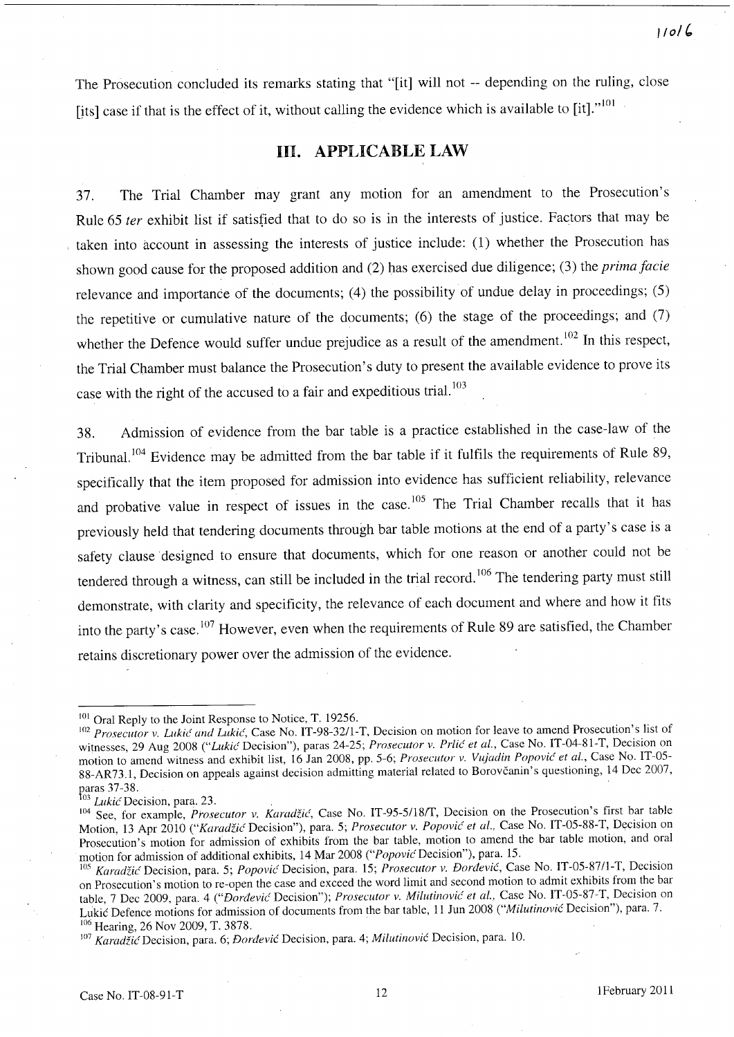The Prosecution concluded its remarks stating that "[it] will not -- depending on the ruling, close [its] case if that is the effect of it, without calling the evidence which is available to [it]."[101]

## III. APPLICABLE LAW

37. The Trial Chamber may grant any motion for an amendment to the Prosecution's Rule 65 *ter* exhibit list if satisfied that to do so is in the interests of justice. Factors that may be taken into account in assessing the interests of justice include: (1) whether the Prosecution has shown good cause for the proposed addition and (2) has exercised due diligence; (3) the *prima facie* relevance and importance of the documents; (4) the possibility of undue delay in proceedings; (5) the repetitive or cumulative nature of the documents; (6) the stage of the proceedings; and (7) whether the Defence would suffer undue prejudice as a result of the amendment.[102] In this respect, the Trial Chamber must balance the Prosecution's duty to present the available evidence to prove its case with the right of the accused to a fair and expeditious trial.[103]

38. Admission of evidence from the bar table is a practice established in the case-law of the Tribunal.[104] Evidence may be admitted from the bar table if it fulfils the requirements of Rule 89, specifically that the item proposed for admission into evidence has sufficient reliability, relevance and probative value in respect of issues in the case.[105] The Trial Chamber recalls that it has previously held that tendering documents through bar table motions at the end of a party's case is a safety clause designed to ensure that documents, which for one reason or another could not be tendered through a witness, can still be included in the trial record.[106] The tendering party must still demonstrate, with clarity and specificity, the relevance of each document and where and how it fits into the party's case.[107] However, even when the requirements of Rule 89 are satisfied, the Chamber retains discretionary power over the admission of the evidence.

---

[101] Oral Reply to the Joint Response to Notice, T. 19256.

[102] *Prosecutor v. Lukić and Lukić*, Case No. IT-98-32/1-T, Decision on motion for leave to amend Prosecution's list of witnesses, 29 Aug 2008 ("*Lukić* Decision"), paras 24-25; *Prosecutor v. Prlić et al.*, Case No. IT-04-81-T, Decision on motion to amend witness and exhibit list, 16 Jan 2008, pp. 5-6; *Prosecutor v. Vujadin Popović et al.*, Case No. IT-05-88-AR73.1, Decision on appeals against decision admitting material related to Borovčanin's questioning, 14 Dec 2007, paras 37-38.

[103] *Lukić* Decision, para. 23.

[104] See, for example, *Prosecutor v. Karadžić*, Case No. IT-95-5/18/T, Decision on the Prosecution's first bar table Motion, 13 Apr 2010 ("*Karadžić* Decision"), para. 5; *Prosecutor v. Popović et al.*, Case No. IT-05-88-T, Decision on Prosecution's motion for admission of exhibits from the bar table, motion to amend the bar table motion, and oral motion for admission of additional exhibits, 14 Mar 2008 ("*Popović* Decision"), para. 15.

[105] *Karadžić* Decision, para. 5; *Popović* Decision, para. 15; *Prosecutor v. Đorđević*, Case No. IT-05-87/1-T, Decision on Prosecution's motion to re-open the case and exceed the word limit and second motion to admit exhibits from the bar table, 7 Dec 2009, para. 4 ("*Đorđević* Decision"); *Prosecutor v. Milutinović et al.*, Case No. IT-05-87-T, Decision on Lukić Defence motions for admission of documents from the bar table, 11 Jun 2008 ("*Milutinović* Decision"), para. 7.

[106] Hearing, 26 Nov 2009, T. 3878.

[107] *Karadžić* Decision, para. 6; *Đorđević* Decision, para. 4; *Milutinović* Decision, para. 10.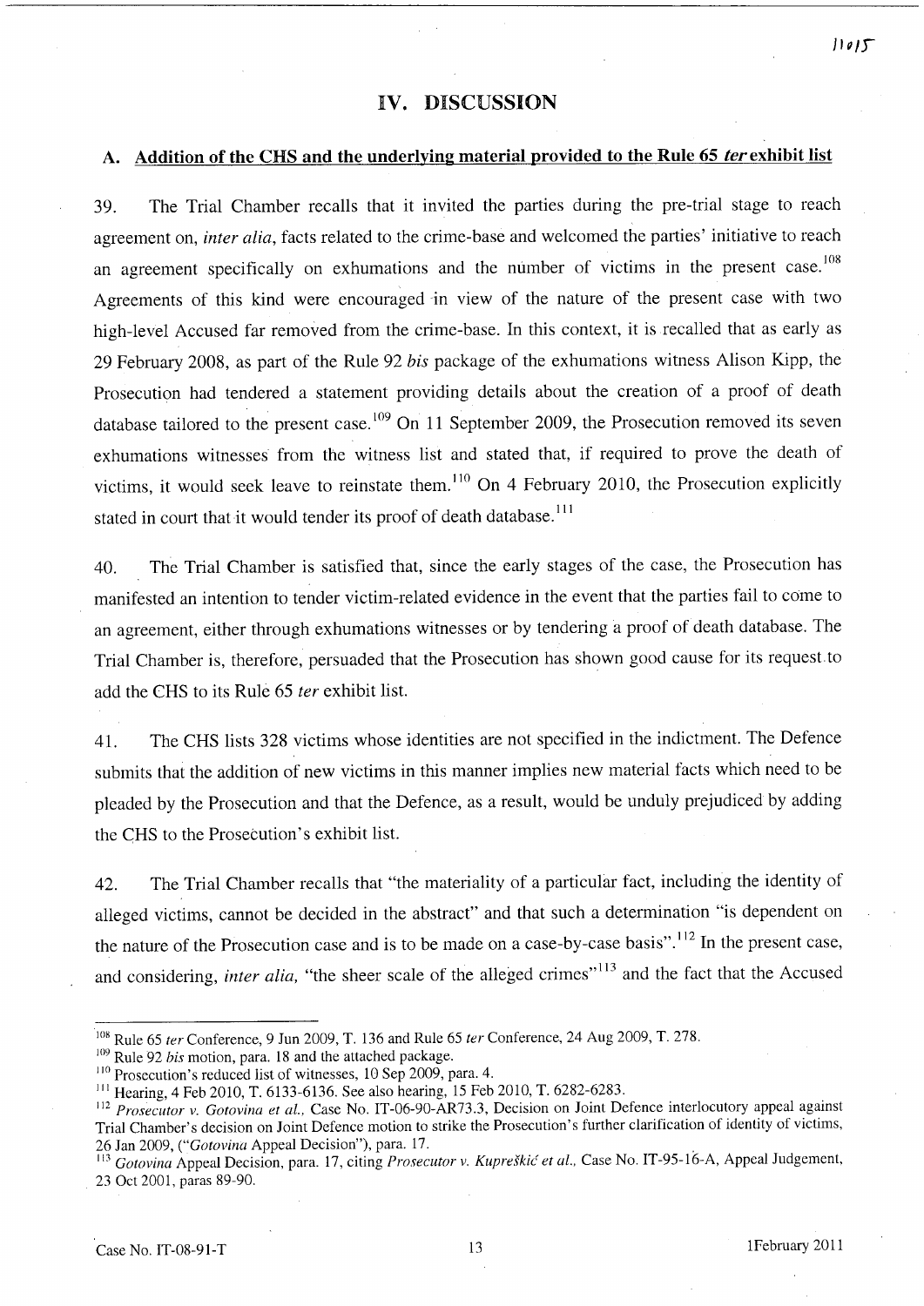# IV. DISCUSSION

## A. Addition of the CHS and the underlying material provided to the Rule 65 *ter* exhibit list

39. The Trial Chamber recalls that it invited the parties during the pre-trial stage to reach agreement on, *inter alia*, facts related to the crime-base and welcomed the parties' initiative to reach an agreement specifically on exhumations and the number of victims in the present case.[108] Agreements of this kind were encouraged in view of the nature of the present case with two high-level Accused far removed from the crime-base. In this context, it is recalled that as early as 29 February 2008, as part of the Rule 92 *bis* package of the exhumations witness Alison Kipp, the Prosecution had tendered a statement providing details about the creation of a proof of death database tailored to the present case.[109] On 11 September 2009, the Prosecution removed its seven exhumations witnesses from the witness list and stated that, if required to prove the death of victims, it would seek leave to reinstate them.[110] On 4 February 2010, the Prosecution explicitly stated in court that it would tender its proof of death database.[111]

40. The Trial Chamber is satisfied that, since the early stages of the case, the Prosecution has manifested an intention to tender victim-related evidence in the event that the parties fail to come to an agreement, either through exhumations witnesses or by tendering a proof of death database. The Trial Chamber is, therefore, persuaded that the Prosecution has shown good cause for its request to add the CHS to its Rule 65 *ter* exhibit list.

41. The CHS lists 328 victims whose identities are not specified in the indictment. The Defence submits that the addition of new victims in this manner implies new material facts which need to be pleaded by the Prosecution and that the Defence, as a result, would be unduly prejudiced by adding the CHS to the Prosecution's exhibit list.

42. The Trial Chamber recalls that "the materiality of a particular fact, including the identity of alleged victims, cannot be decided in the abstract" and that such a determination "is dependent on the nature of the Prosecution case and is to be made on a case-by-case basis".[112] In the present case, and considering, *inter alia*, "the sheer scale of the alleged crimes"[113] and the fact that the Accused

---

[108] Rule 65 *ter* Conference, 9 Jun 2009, T. 136 and Rule 65 *ter* Conference, 24 Aug 2009, T. 278.

[109] Rule 92 *bis* motion, para. 18 and the attached package.

[110] Prosecution's reduced list of witnesses, 10 Sep 2009, para. 4.

[111] Hearing, 4 Feb 2010, T. 6133-6136. See also hearing, 15 Feb 2010, T. 6282-6283.

[112] *Prosecutor v. Gotovina et al.*, Case No. IT-06-90-AR73.3, Decision on Joint Defence interlocutory appeal against Trial Chamber's decision on Joint Defence motion to strike the Prosecution's further clarification of identity of victims, 26 Jan 2009, ("*Gotovina* Appeal Decision"), para. 17.

[113] *Gotovina* Appeal Decision, para. 17, citing *Prosecutor v. Kupreškić et al.*, Case No. IT-95-16-A, Appeal Judgement, 23 Oct 2001, paras 89-90.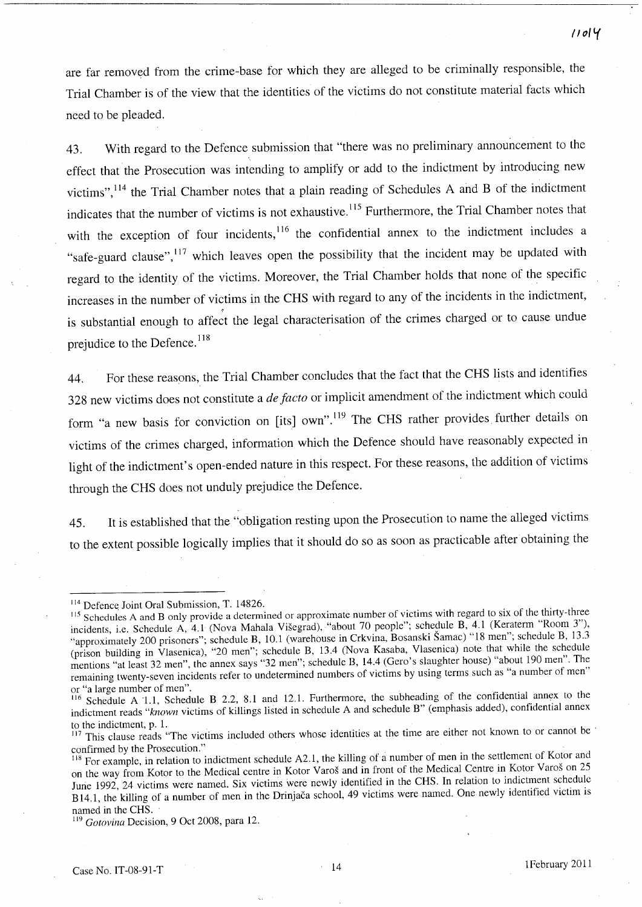are far removed from the crime-base for which they are alleged to be criminally responsible, the Trial Chamber is of the view that the identities of the victims do not constitute material facts which need to be pleaded.

43. With regard to the Defence submission that "there was no preliminary announcement to the effect that the Prosecution was intending to amplify or add to the indictment by introducing new victims",[114] the Trial Chamber notes that a plain reading of Schedules A and B of the indictment indicates that the number of victims is not exhaustive.[115] Furthermore, the Trial Chamber notes that with the exception of four incidents,[116] the confidential annex to the indictment includes a "safe-guard clause",[117] which leaves open the possibility that the incident may be updated with regard to the identity of the victims. Moreover, the Trial Chamber holds that none of the specific increases in the number of victims in the CHS with regard to any of the incidents in the indictment, is substantial enough to affect the legal characterisation of the crimes charged or to cause undue prejudice to the Defence.[118]

44. For these reasons, the Trial Chamber concludes that the fact that the CHS lists and identifies 328 new victims does not constitute a *de facto* or implicit amendment of the indictment which could form "a new basis for conviction on [its] own".[119] The CHS rather provides further details on victims of the crimes charged, information which the Defence should have reasonably expected in light of the indictment's open-ended nature in this respect. For these reasons, the addition of victims through the CHS does not unduly prejudice the Defence.

45. It is established that the "obligation resting upon the Prosecution to name the alleged victims to the extent possible logically implies that it should do so as soon as practicable after obtaining the

---

[114] Defence Joint Oral Submission, T. 14826.

[115] Schedules A and B only provide a determined or approximate number of victims with regard to six of the thirty-three incidents, i.e. Schedule A, 4.1 (Nova Mahala Višegrad), "about 70 people"; schedule B, 4.1 (Keraterm "Room 3"), "approximately 200 prisoners"; schedule B, 10.1 (warehouse in Crkvina, Bosanski Šamac) "18 men"; schedule B, 13.3 (prison building in Vlasenica), "20 men"; schedule B, 13.4 (Nova Kasaba, Vlasenica) note that while the schedule mentions "at least 32 men", the annex says "32 men"; schedule B, 14.4 (Gero's slaughter house) "about 190 men". The remaining twenty-seven incidents refer to undetermined numbers of victims by using terms such as "a number of men" or "a large number of men".

[116] Schedule A 1.1, Schedule B 2.2, 8.1 and 12.1. Furthermore, the subheading of the confidential annex to the indictment reads "*known* victims of killings listed in schedule A and schedule B" (emphasis added), confidential annex to the indictment, p. 1.

[117] This clause reads "The victims included others whose identities at the time are either not known to or cannot be confirmed by the Prosecution."

[118] For example, in relation to indictment schedule A2.1, the killing of a number of men in the settlement of Kotor and on the way from Kotor to the Medical centre in Kotor Varoš and in front of the Medical Centre in Kotor Varoš on 25 June 1992, 24 victims were named. Six victims were newly identified in the CHS. In relation to indictment schedule B14.1, the killing of a number of men in the Drinjača school, 49 victims were named. One newly identified victim is named in the CHS.

[119] *Gotovina* Decision, 9 Oct 2008, para 12.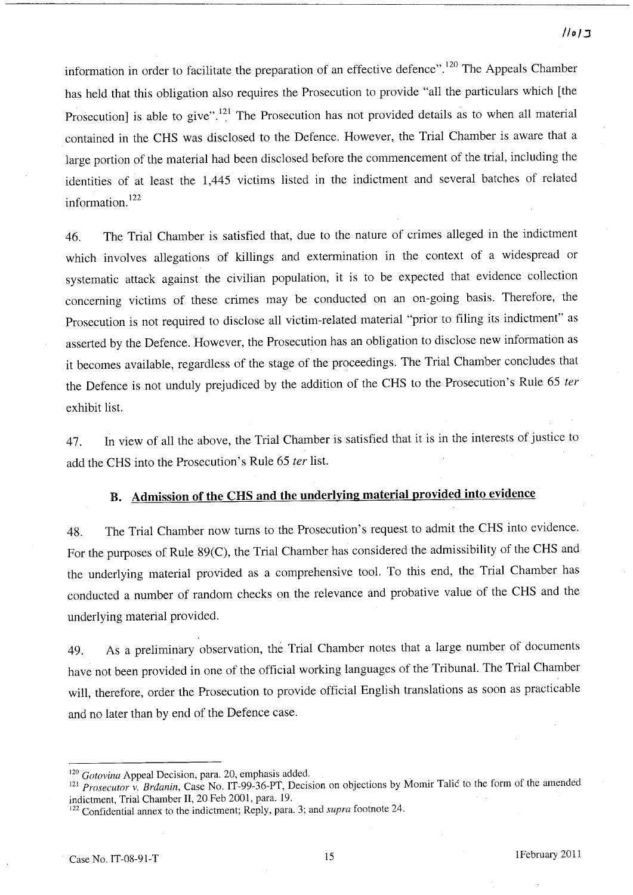information in order to facilitate the preparation of an effective defence".[120] The Appeals Chamber has held that this obligation also requires the Prosecution to provide "all the particulars which [the Prosecution] is able to give".[121] The Prosecution has not provided details as to when all material contained in the CHS was disclosed to the Defence. However, the Trial Chamber is aware that a large portion of the material had been disclosed before the commencement of the trial, including the identities of at least the 1,445 victims listed in the indictment and several batches of related information.[122]

46. The Trial Chamber is satisfied that, due to the nature of crimes alleged in the indictment which involves allegations of killings and extermination in the context of a widespread or systematic attack against the civilian population, it is to be expected that evidence collection concerning victims of these crimes may be conducted on an on-going basis. Therefore, the Prosecution is not required to disclose all victim-related material "prior to filing its indictment" as asserted by the Defence. However, the Prosecution has an obligation to disclose new information as it becomes available, regardless of the stage of the proceedings. The Trial Chamber concludes that the Defence is not unduly prejudiced by the addition of the CHS to the Prosecution's Rule 65 *ter* exhibit list.

47. In view of all the above, the Trial Chamber is satisfied that it is in the interests of justice to add the CHS into the Prosecution's Rule 65 *ter* list.

## B. Admission of the CHS and the underlying material provided into evidence

48. The Trial Chamber now turns to the Prosecution's request to admit the CHS into evidence. For the purposes of Rule 89(C), the Trial Chamber has considered the admissibility of the CHS and the underlying material provided as a comprehensive tool. To this end, the Trial Chamber has conducted a number of random checks on the relevance and probative value of the CHS and the underlying material provided.

49. As a preliminary observation, the Trial Chamber notes that a large number of documents have not been provided in one of the official working languages of the Tribunal. The Trial Chamber will, therefore, order the Prosecution to provide official English translations as soon as practicable and no later than by end of the Defence case.

---

[120] *Gotovina* Appeal Decision, para. 20, emphasis added.

[121] *Prosecutor v. Brđanin*, Case No. IT-99-36-PT, Decision on objections by Momir Talić to the form of the amended indictment, Trial Chamber II, 20 Feb 2001, para. 19.

[122] Confidential annex to the indictment; Reply, para. 3; and *supra* footnote 24.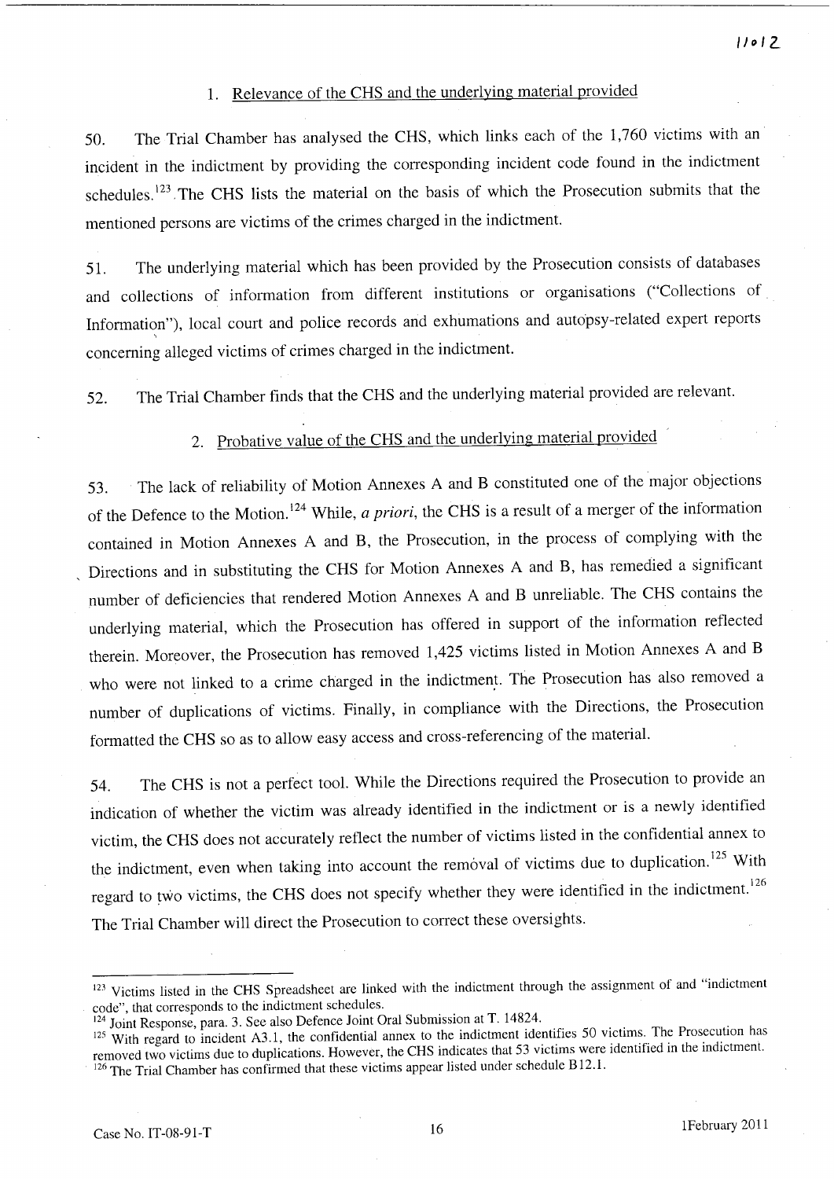## 1. Relevance of the CHS and the underlying material provided

50. The Trial Chamber has analysed the CHS, which links each of the 1,760 victims with an incident in the indictment by providing the corresponding incident code found in the indictment schedules.[123] The CHS lists the material on the basis of which the Prosecution submits that the mentioned persons are victims of the crimes charged in the indictment.

51. The underlying material which has been provided by the Prosecution consists of databases and collections of information from different institutions or organisations ("Collections of Information"), local court and police records and exhumations and autopsy-related expert reports concerning alleged victims of crimes charged in the indictment.

52. The Trial Chamber finds that the CHS and the underlying material provided are relevant.

## 2. Probative value of the CHS and the underlying material provided

53. The lack of reliability of Motion Annexes A and B constituted one of the major objections of the Defence to the Motion.[124] While, *a priori*, the CHS is a result of a merger of the information contained in Motion Annexes A and B, the Prosecution, in the process of complying with the Directions and in substituting the CHS for Motion Annexes A and B, has remedied a significant number of deficiencies that rendered Motion Annexes A and B unreliable. The CHS contains the underlying material, which the Prosecution has offered in support of the information reflected therein. Moreover, the Prosecution has removed 1,425 victims listed in Motion Annexes A and B who were not linked to a crime charged in the indictment. The Prosecution has also removed a number of duplications of victims. Finally, in compliance with the Directions, the Prosecution formatted the CHS so as to allow easy access and cross-referencing of the material.

54. The CHS is not a perfect tool. While the Directions required the Prosecution to provide an indication of whether the victim was already identified in the indictment or is a newly identified victim, the CHS does not accurately reflect the number of victims listed in the confidential annex to the indictment, even when taking into account the removal of victims due to duplication.[125] With regard to two victims, the CHS does not specify whether they were identified in the indictment.[126] The Trial Chamber will direct the Prosecution to correct these oversights.

---

[123] Victims listed in the CHS Spreadsheet are linked with the indictment through the assignment of and "indictment code", that corresponds to the indictment schedules.

[124] Joint Response, para. 3. See also Defence Joint Oral Submission at T. 14824.

[125] With regard to incident A3.1, the confidential annex to the indictment identifies 50 victims. The Prosecution has removed two victims due to duplications. However, the CHS indicates that 53 victims were identified in the indictment.

[126] The Trial Chamber has confirmed that these victims appear listed under schedule B12.1.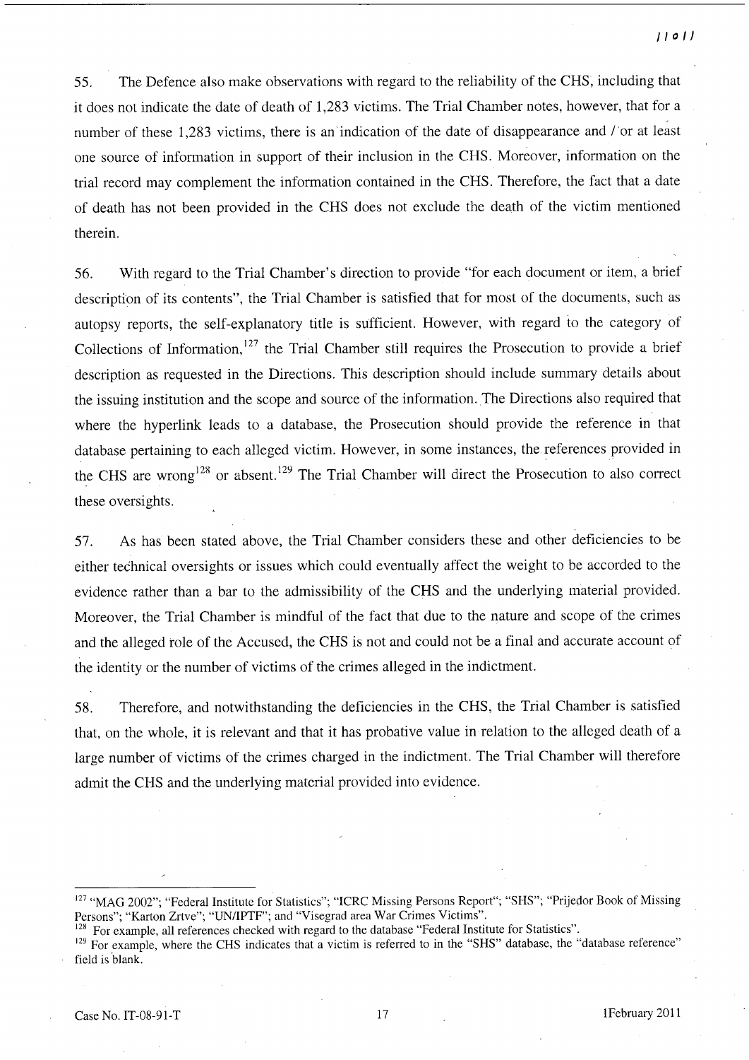55. The Defence also make observations with regard to the reliability of the CHS, including that it does not indicate the date of death of 1,283 victims. The Trial Chamber notes, however, that for a number of these 1,283 victims, there is an indication of the date of disappearance and / or at least one source of information in support of their inclusion in the CHS. Moreover, information on the trial record may complement the information contained in the CHS. Therefore, the fact that a date of death has not been provided in the CHS does not exclude the death of the victim mentioned therein.

56. With regard to the Trial Chamber's direction to provide "for each document or item, a brief description of its contents", the Trial Chamber is satisfied that for most of the documents, such as autopsy reports, the self-explanatory title is sufficient. However, with regard to the category of Collections of Information,[127] the Trial Chamber still requires the Prosecution to provide a brief description as requested in the Directions. This description should include summary details about the issuing institution and the scope and source of the information. The Directions also required that where the hyperlink leads to a database, the Prosecution should provide the reference in that database pertaining to each alleged victim. However, in some instances, the references provided in the CHS are wrong[128] or absent.[129] The Trial Chamber will direct the Prosecution to also correct these oversights.

57. As has been stated above, the Trial Chamber considers these and other deficiencies to be either technical oversights or issues which could eventually affect the weight to be accorded to the evidence rather than a bar to the admissibility of the CHS and the underlying material provided. Moreover, the Trial Chamber is mindful of the fact that due to the nature and scope of the crimes and the alleged role of the Accused, the CHS is not and could not be a final and accurate account of the identity or the number of victims of the crimes alleged in the indictment.

58. Therefore, and notwithstanding the deficiencies in the CHS, the Trial Chamber is satisfied that, on the whole, it is relevant and that it has probative value in relation to the alleged death of a large number of victims of the crimes charged in the indictment. The Trial Chamber will therefore admit the CHS and the underlying material provided into evidence.

---

[127] "MAG 2002"; "Federal Institute for Statistics"; "ICRC Missing Persons Report"; "SHS"; "Prijedor Book of Missing Persons"; "Karton Zrtve"; "UN/IPTF"; and "Visegrad area War Crimes Victims".

[128] For example, all references checked with regard to the database "Federal Institute for Statistics".

[129] For example, where the CHS indicates that a victim is referred to in the "SHS" database, the "database reference" field is blank.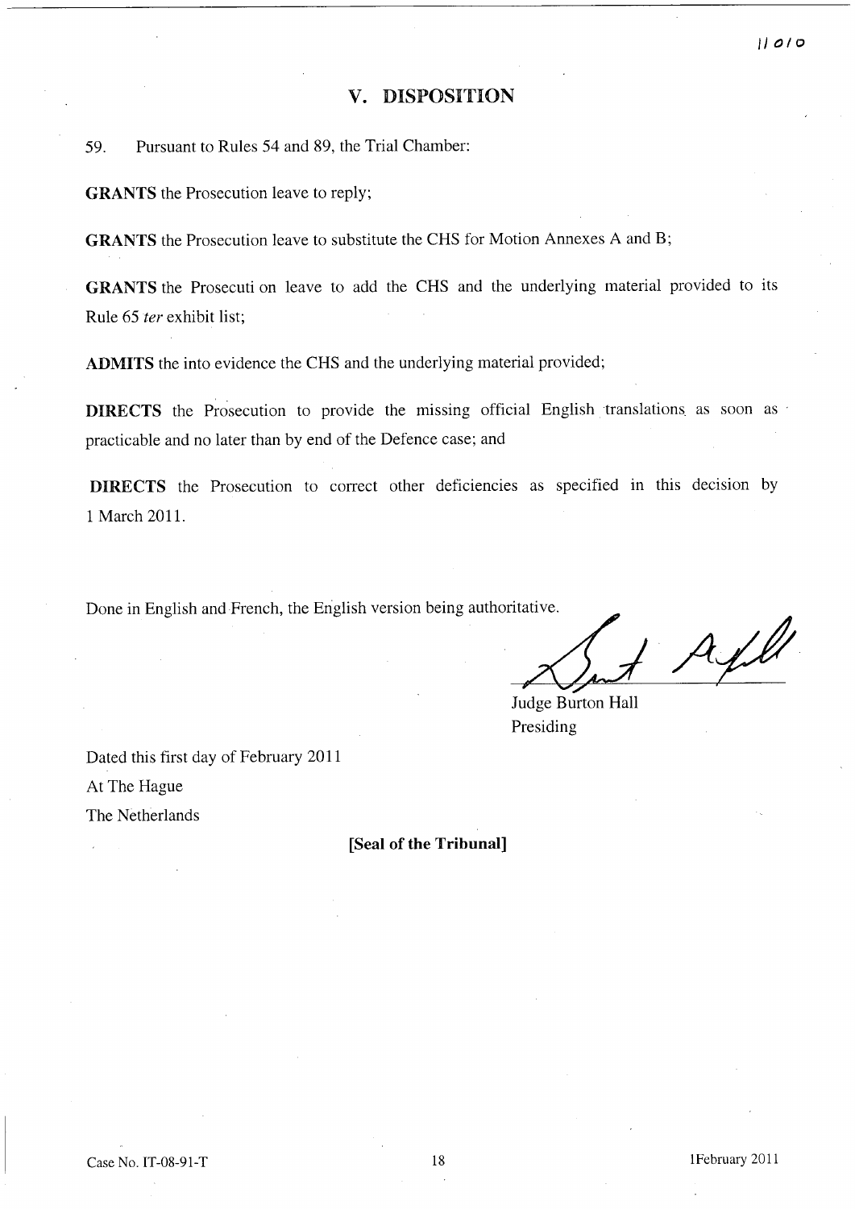## V. DISPOSITION

59. Pursuant to Rules 54 and 89, the Trial Chamber:

**GRANTS** the Prosecution leave to reply;

**GRANTS** the Prosecution leave to substitute the CHS for Motion Annexes A and B;

**GRANTS** the Prosecuti on leave to add the CHS and the underlying material provided to its Rule 65 *ter* exhibit list;

**ADMITS** the into evidence the CHS and the underlying material provided;

**DIRECTS** the Prosecution to provide the missing official English translations as soon as practicable and no later than by end of the Defence case; and

**DIRECTS** the Prosecution to correct other deficiencies as specified in this decision by 1 March 2011.

Done in English and French, the English version being authoritative.

Judge Burton Hall
Presiding

Dated this first day of February 2011
At The Hague
The Netherlands

**[Seal of the Tribunal]**